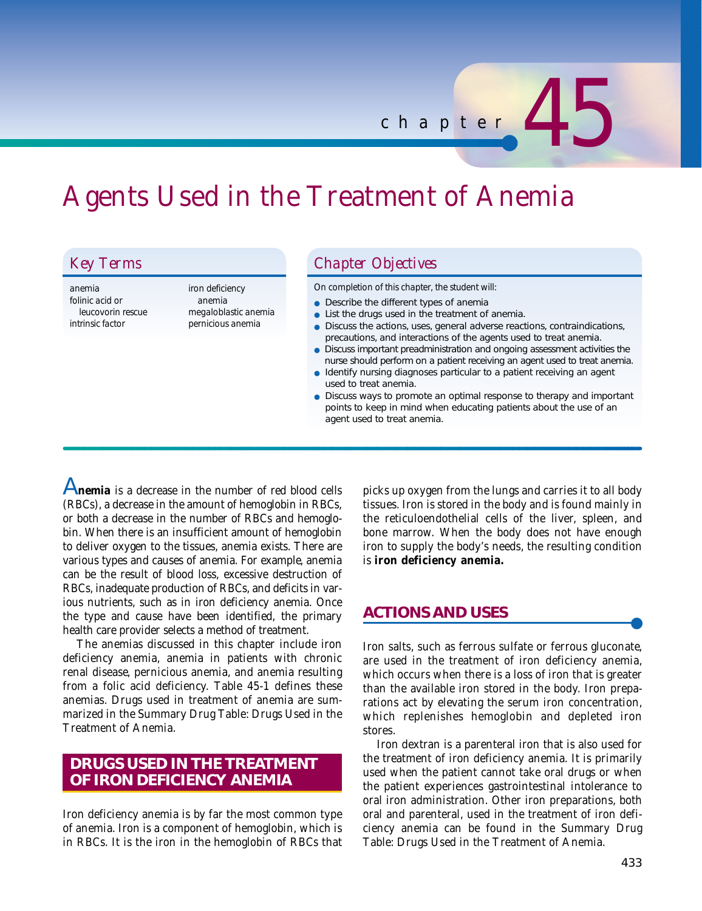chapter 45

# Agents Used in the Treatment of Anemia

## Key Terms

anemia
folinic acid or leucovorin rescue
intrinsic factor
iron deficiency anemia
megaloblastic anemia
pernicious anemia

## Chapter Objectives

On completion of this chapter, the student will:

- Describe the different types of anemia
- List the drugs used in the treatment of anemia.
- Discuss the actions, uses, general adverse reactions, contraindications, precautions, and interactions of the agents used to treat anemia.
- Discuss important preadministration and ongoing assessment activities the nurse should perform on a patient receiving an agent used to treat anemia.
- Identify nursing diagnoses particular to a patient receiving an agent used to treat anemia.
- Discuss ways to promote an optimal response to therapy and important points to keep in mind when educating patients about the use of an agent used to treat anemia.

**Anemia** is a decrease in the number of red blood cells (RBCs), a decrease in the amount of hemoglobin in RBCs, or both a decrease in the number of RBCs and hemoglobin. When there is an insufficient amount of hemoglobin to deliver oxygen to the tissues, anemia exists. There are various types and causes of anemia. For example, anemia can be the result of blood loss, excessive destruction of RBCs, inadequate production of RBCs, and deficits in various nutrients, such as in iron deficiency anemia. Once the type and cause have been identified, the primary health care provider selects a method of treatment.

The anemias discussed in this chapter include iron deficiency anemia, anemia in patients with chronic renal disease, pernicious anemia, and anemia resulting from a folic acid deficiency. Table 45-1 defines these anemias. Drugs used in treatment of anemia are summarized in the Summary Drug Table: Drugs Used in the Treatment of Anemia.

## DRUGS USED IN THE TREATMENT OF IRON DEFICIENCY ANEMIA

Iron deficiency anemia is by far the most common type of anemia. Iron is a component of hemoglobin, which is in RBCs. It is the iron in the hemoglobin of RBCs that picks up oxygen from the lungs and carries it to all body tissues. Iron is stored in the body and is found mainly in the reticuloendothelial cells of the liver, spleen, and bone marrow. When the body does not have enough iron to supply the body's needs, the resulting condition is **iron deficiency anemia.**

### ACTIONS AND USES

Iron salts, such as ferrous sulfate or ferrous gluconate, are used in the treatment of iron deficiency anemia, which occurs when there is a loss of iron that is greater than the available iron stored in the body. Iron preparations act by elevating the serum iron concentration, which replenishes hemoglobin and depleted iron stores.

Iron dextran is a parenteral iron that is also used for the treatment of iron deficiency anemia. It is primarily used when the patient cannot take oral drugs or when the patient experiences gastrointestinal intolerance to oral iron administration. Other iron preparations, both oral and parenteral, used in the treatment of iron deficiency anemia can be found in the Summary Drug Table: Drugs Used in the Treatment of Anemia.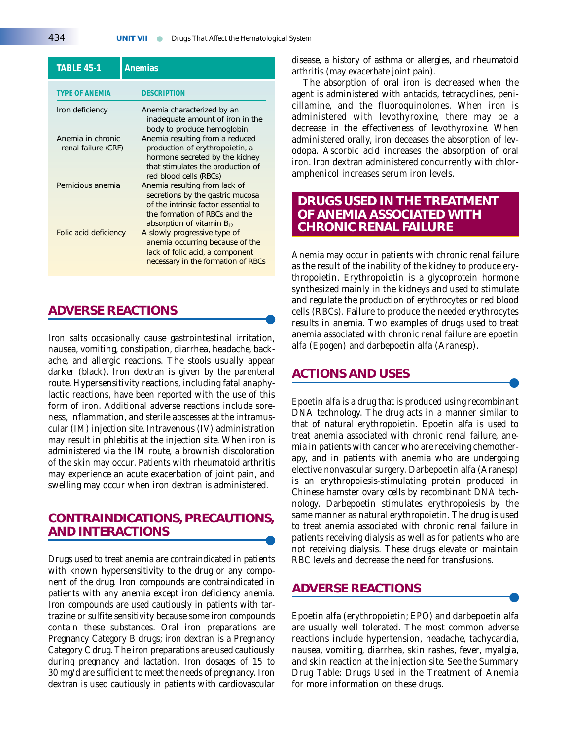**TABLE 45-1 Anemias**

| TYPE OF ANEMIA | DESCRIPTION |
|---|---|
| Iron deficiency | Anemia characterized by an inadequate amount of iron in the body to produce hemoglobin |
| Anemia in chronic renal failure (CRF) | Anemia resulting from a reduced production of erythropoietin, a hormone secreted by the kidney that stimulates the production of red blood cells (RBCs) |
| Pernicious anemia | Anemia resulting from lack of secretions by the gastric mucosa of the intrinsic factor essential to the formation of RBCs and the absorption of vitamin $B_{12}$ |
| Folic acid deficiency | A slowly progressive type of anemia occurring because of the lack of folic acid, a component necessary in the formation of RBCs |

## ADVERSE REACTIONS

Iron salts occasionally cause gastrointestinal irritation, nausea, vomiting, constipation, diarrhea, headache, backache, and allergic reactions. The stools usually appear darker (black). Iron dextran is given by the parenteral route. Hypersensitivity reactions, including fatal anaphylactic reactions, have been reported with the use of this form of iron. Additional adverse reactions include soreness, inflammation, and sterile abscesses at the intramuscular (IM) injection site. Intravenous (IV) administration may result in phlebitis at the injection site. When iron is administered via the IM route, a brownish discoloration of the skin may occur. Patients with rheumatoid arthritis may experience an acute exacerbation of joint pain, and swelling may occur when iron dextran is administered.

## CONTRAINDICATIONS, PRECAUTIONS, AND INTERACTIONS

Drugs used to treat anemia are contraindicated in patients with known hypersensitivity to the drug or any component of the drug. Iron compounds are contraindicated in patients with any anemia except iron deficiency anemia. Iron compounds are used cautiously in patients with tartrazine or sulfite sensitivity because some iron compounds contain these substances. Oral iron preparations are Pregnancy Category B drugs; iron dextran is a Pregnancy Category C drug. The iron preparations are used cautiously during pregnancy and lactation. Iron dosages of 15 to 30 mg/d are sufficient to meet the needs of pregnancy. Iron dextran is used cautiously in patients with cardiovascular disease, a history of asthma or allergies, and rheumatoid arthritis (may exacerbate joint pain).

The absorption of oral iron is decreased when the agent is administered with antacids, tetracyclines, penicillamine, and the fluoroquinolones. When iron is administered with levothyroxine, there may be a decrease in the effectiveness of levothyroxine. When administered orally, iron deceases the absorption of levodopa. Ascorbic acid increases the absorption of oral iron. Iron dextran administered concurrently with chloramphenicol increases serum iron levels.

# DRUGS USED IN THE TREATMENT OF ANEMIA ASSOCIATED WITH CHRONIC RENAL FAILURE

Anemia may occur in patients with chronic renal failure as the result of the inability of the kidney to produce erythropoietin. Erythropoietin is a glycoprotein hormone synthesized mainly in the kidneys and used to stimulate and regulate the production of erythrocytes or red blood cells (RBCs). Failure to produce the needed erythrocytes results in anemia. Two examples of drugs used to treat anemia associated with chronic renal failure are epoetin alfa (Epogen) and darbepoetin alfa (Aranesp).

## ACTIONS AND USES

Epoetin alfa is a drug that is produced using recombinant DNA technology. The drug acts in a manner similar to that of natural erythropoietin. Epoetin alfa is used to treat anemia associated with chronic renal failure, anemia in patients with cancer who are receiving chemotherapy, and in patients with anemia who are undergoing elective nonvascular surgery. Darbepoetin alfa (Aranesp) is an erythropoiesis-stimulating protein produced in Chinese hamster ovary cells by recombinant DNA technology. Darbepoetin stimulates erythropoiesis by the same manner as natural erythropoietin. The drug is used to treat anemia associated with chronic renal failure in patients receiving dialysis as well as for patients who are not receiving dialysis. These drugs elevate or maintain RBC levels and decrease the need for transfusions.

## ADVERSE REACTIONS

Epoetin alfa (erythropoietin; EPO) and darbepoetin alfa are usually well tolerated. The most common adverse reactions include hypertension, headache, tachycardia, nausea, vomiting, diarrhea, skin rashes, fever, myalgia, and skin reaction at the injection site. See the Summary Drug Table: Drugs Used in the Treatment of Anemia for more information on these drugs.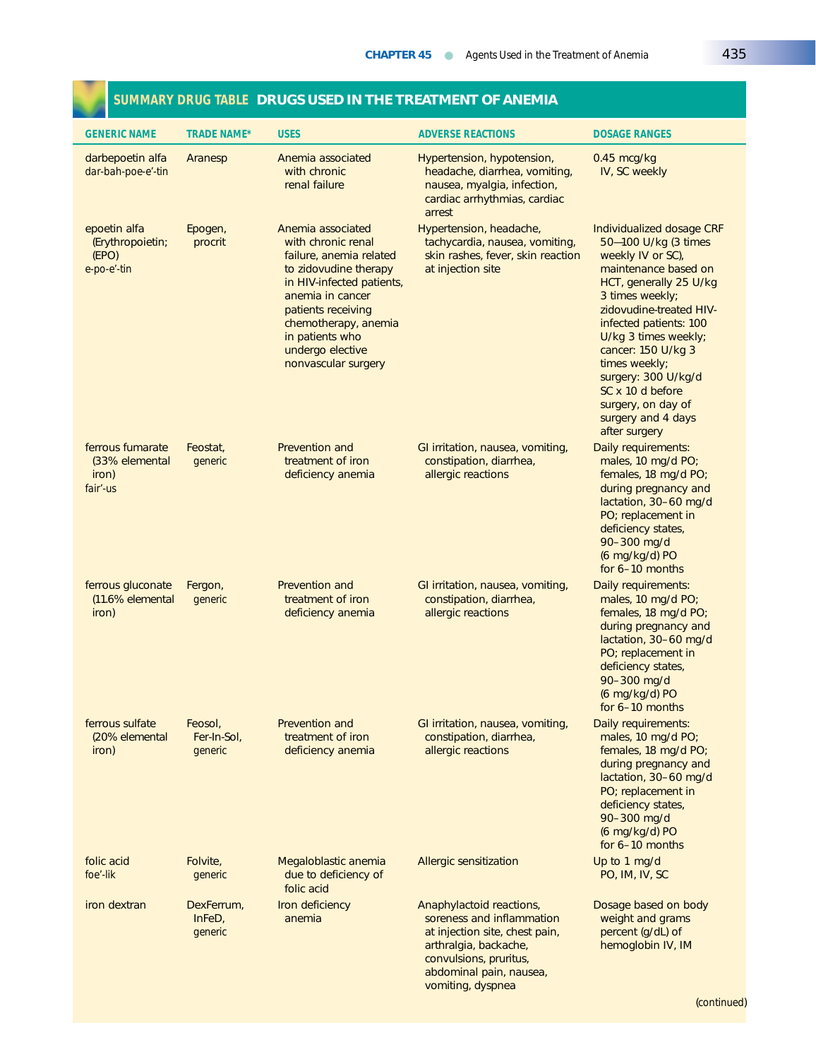## SUMMARY DRUG TABLE DRUGS USED IN THE TREATMENT OF ANEMIA

| GENERIC NAME | TRADE NAME* | USES | ADVERSE REACTIONS | DOSAGE RANGES |
|---|---|---|---|---|
| darbepoetin alfa dar-bah-poe-e'-tin | Aranesp | Anemia associated with chronic renal failure | Hypertension, hypotension, headache, diarrhea, vomiting, nausea, myalgia, infection, cardiac arrhythmias, cardiac arrest | 0.45 mcg/kg IV, SC weekly |
| epoetin alfa (Erythropoietin; (EPO) e-po-e'-tin | Epogen, procrit | Anemia associated with chronic renal failure, anemia related to zidovudine therapy in HIV-infected patients, anemia in cancer patients receiving chemotherapy, anemia in patients who undergo elective nonvascular surgery | Hypertension, headache, tachycardia, nausea, vomiting, skin rashes, fever, skin reaction at injection site | Individualized dosage CRF 50—100 U/kg (3 times weekly IV or SC), maintenance based on HCT, generally 25 U/kg 3 times weekly; zidovudine-treated HIV-infected patients: 100 U/kg 3 times weekly; cancer: 150 U/kg 3 times weekly; surgery: 300 U/kg/d SC x 10 d before surgery, on day of surgery and 4 days after surgery |
| ferrous fumarate (33% elemental iron) fair'-us | Feostat, generic | Prevention and treatment of iron deficiency anemia | GI irritation, nausea, vomiting, constipation, diarrhea, allergic reactions | Daily requirements: males, 10 mg/d PO; females, 18 mg/d PO; during pregnancy and lactation, 30–60 mg/d PO; replacement in deficiency states, 90–300 mg/d (6 mg/kg/d) PO for 6–10 months |
| ferrous gluconate (11.6% elemental iron) | Fergon, generic | Prevention and treatment of iron deficiency anemia | GI irritation, nausea, vomiting, constipation, diarrhea, allergic reactions | Daily requirements: males, 10 mg/d PO; females, 18 mg/d PO; during pregnancy and lactation, 30–60 mg/d PO; replacement in deficiency states, 90–300 mg/d (6 mg/kg/d) PO for 6–10 months |
| ferrous sulfate (20% elemental iron) | Feosol, Fer-In-Sol, generic | Prevention and treatment of iron deficiency anemia | GI irritation, nausea, vomiting, constipation, diarrhea, allergic reactions | Daily requirements: males, 10 mg/d PO; females, 18 mg/d PO; during pregnancy and lactation, 30–60 mg/d PO; replacement in deficiency states, 90–300 mg/d (6 mg/kg/d) PO for 6–10 months |
| folic acid foe'-lik | Folvite, generic | Megaloblastic anemia due to deficiency of folic acid | Allergic sensitization | Up to 1 mg/d PO, IM, IV, SC |
| iron dextran | DexFerrum, InFeD, generic | Iron deficiency anemia | Anaphylactoid reactions, soreness and inflammation at injection site, chest pain, arthralgia, backache, convulsions, pruritus, abdominal pain, nausea, vomiting, dyspnea | Dosage based on body weight and grams percent (g/dL) of hemoglobin IV, IM |

(continued)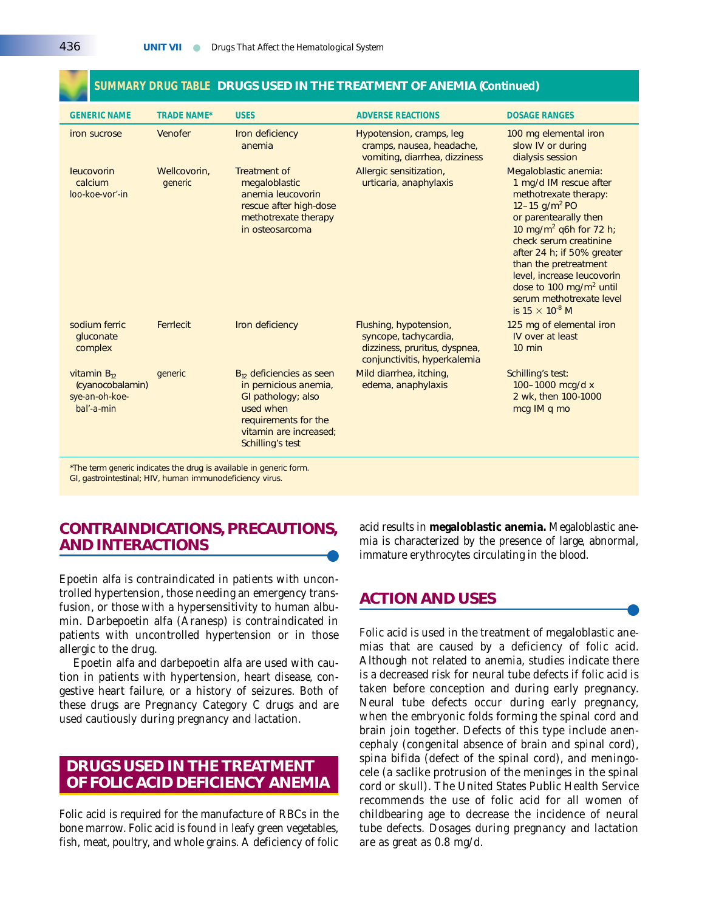## SUMMARY DRUG TABLE DRUGS USED IN THE TREATMENT OF ANEMIA (Continued)

| GENERIC NAME | TRADE NAME* | USES | ADVERSE REACTIONS | DOSAGE RANGES |
|---|---|---|---|---|
| iron sucrose | Venofer | Iron deficiency anemia | Hypotension, cramps, leg cramps, nausea, headache, vomiting, diarrhea, dizziness | 100 mg elemental iron slow IV or during dialysis session |
| leucovorin calcium loo-koe-vor'-in | Wellcovorin, generic | Treatment of megaloblastic anemia leucovorin rescue after high-dose methotrexate therapy in osteosarcoma | Allergic sensitization, urticaria, anaphylaxis | Megaloblastic anemia: 1 mg/d IM rescue after methotrexate therapy: 12–15 g/m$^2$ PO or parentearally then 10 mg/m$^2$ q6h for 72 h; check serum creatinine after 24 h; if 50% greater than the pretreatment level, increase leucovorin dose to 100 mg/m$^2$ until serum methotrexate level is $15 \times 10^{-8}$ M |
| sodium ferric gluconate complex | Ferrlecit | Iron deficiency | Flushing, hypotension, syncope, tachycardia, dizziness, pruritus, dyspnea, conjunctivitis, hyperkalemia | 125 mg of elemental iron IV over at least 10 min |
| vitamin $B_{12}$ (cyanocobalamin) sye-an-oh-koe-bal'-a-min | generic | $B_{12}$ deficiencies as seen in pernicious anemia, GI pathology; also used when requirements for the vitamin are increased; Schilling's test | Mild diarrhea, itching, edema, anaphylaxis | Schilling's test: 100–1000 mcg/d x 2 wk, then 100-1000 mcg IM q mo |

*The term *generic* indicates the drug is available in generic form.
GI, gastrointestinal; HIV, human immunodeficiency virus.

## CONTRAINDICATIONS, PRECAUTIONS, AND INTERACTIONS

Epoetin alfa is contraindicated in patients with uncontrolled hypertension, those needing an emergency transfusion, or those with a hypersensitivity to human albumin. Darbepoetin alfa (Aranesp) is contraindicated in patients with uncontrolled hypertension or in those allergic to the drug.

Epoetin alfa and darbepoetin alfa are used with caution in patients with hypertension, heart disease, congestive heart failure, or a history of seizures. Both of these drugs are Pregnancy Category C drugs and are used cautiously during pregnancy and lactation.

# DRUGS USED IN THE TREATMENT OF FOLIC ACID DEFICIENCY ANEMIA

Folic acid is required for the manufacture of RBCs in the bone marrow. Folic acid is found in leafy green vegetables, fish, meat, poultry, and whole grains. A deficiency of folic acid results in **megaloblastic anemia.** Megaloblastic anemia is characterized by the presence of large, abnormal, immature erythrocytes circulating in the blood.

## ACTION AND USES

Folic acid is used in the treatment of megaloblastic anemias that are caused by a deficiency of folic acid. Although not related to anemia, studies indicate there is a decreased risk for neural tube defects if folic acid is taken before conception and during early pregnancy. Neural tube defects occur during early pregnancy, when the embryonic folds forming the spinal cord and brain join together. Defects of this type include anencephaly (congenital absence of brain and spinal cord), spina bifida (defect of the spinal cord), and meningocele (a saclike protrusion of the meninges in the spinal cord or skull). The United States Public Health Service recommends the use of folic acid for all women of childbearing age to decrease the incidence of neural tube defects. Dosages during pregnancy and lactation are as great as 0.8 mg/d.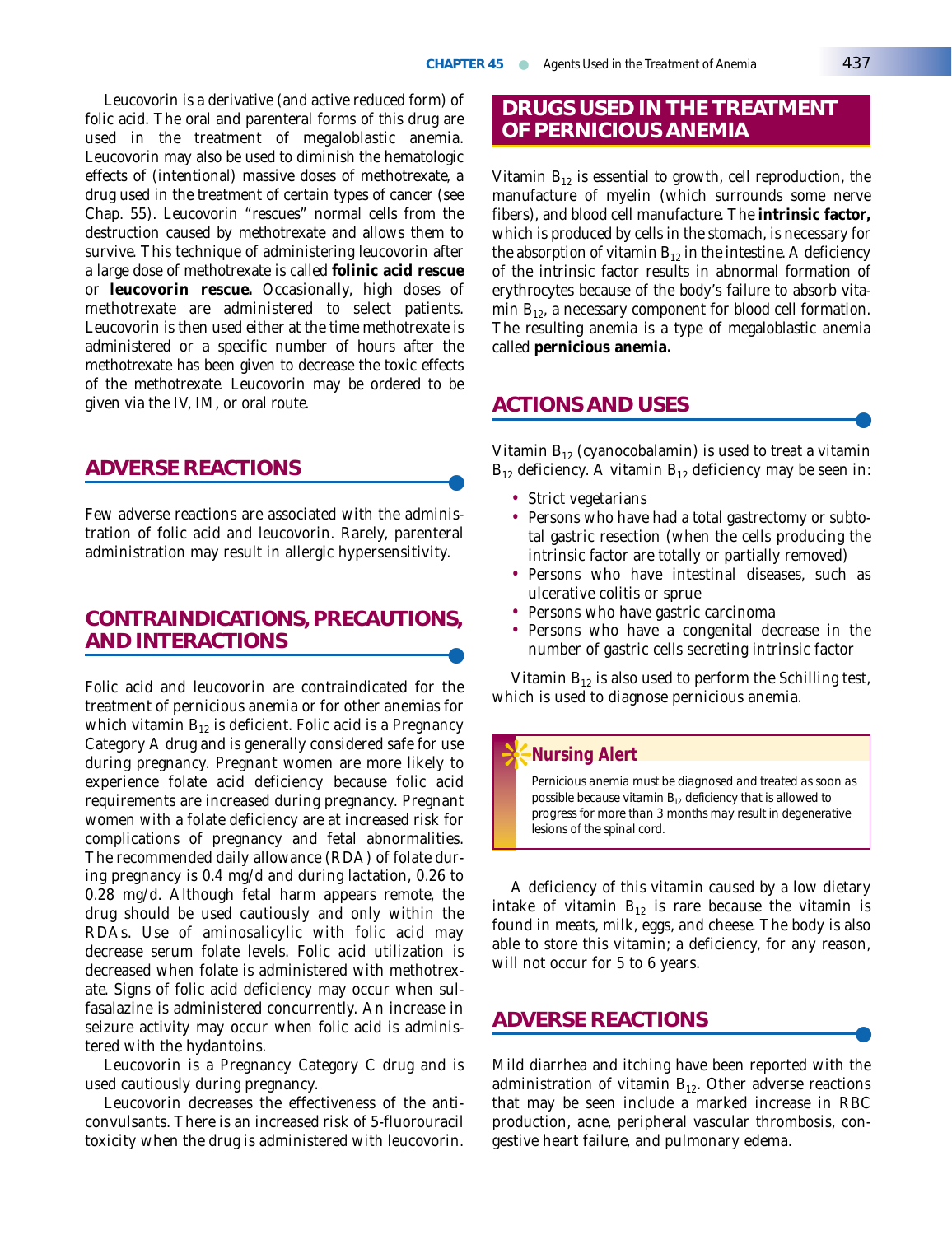Leucovorin is a derivative (and active reduced form) of folic acid. The oral and parenteral forms of this drug are used in the treatment of megaloblastic anemia. Leucovorin may also be used to diminish the hematologic effects of (intentional) massive doses of methotrexate, a drug used in the treatment of certain types of cancer (see Chap. 55). Leucovorin "rescues" normal cells from the destruction caused by methotrexate and allows them to survive. This technique of administering leucovorin after a large dose of methotrexate is called **folinic acid rescue** or **leucovorin rescue.** Occasionally, high doses of methotrexate are administered to select patients. Leucovorin is then used either at the time methotrexate is administered or a specific number of hours after the methotrexate has been given to decrease the toxic effects of the methotrexate. Leucovorin may be ordered to be given via the IV, IM, or oral route.

## ADVERSE REACTIONS

Few adverse reactions are associated with the administration of folic acid and leucovorin. Rarely, parenteral administration may result in allergic hypersensitivity.

## CONTRAINDICATIONS, PRECAUTIONS, AND INTERACTIONS

Folic acid and leucovorin are contraindicated for the treatment of pernicious anemia or for other anemias for which vitamin $B_{12}$ is deficient. Folic acid is a Pregnancy Category A drug and is generally considered safe for use during pregnancy. Pregnant women are more likely to experience folate acid deficiency because folic acid requirements are increased during pregnancy. Pregnant women with a folate deficiency are at increased risk for complications of pregnancy and fetal abnormalities. The recommended daily allowance (RDA) of folate during pregnancy is 0.4 mg/d and during lactation, 0.26 to 0.28 mg/d. Although fetal harm appears remote, the drug should be used cautiously and only within the RDAs. Use of aminosalicylic with folic acid may decrease serum folate levels. Folic acid utilization is decreased when folate is administered with methotrexate. Signs of folic acid deficiency may occur when sulfasalazine is administered concurrently. An increase in seizure activity may occur when folic acid is administered with the hydantoins.

Leucovorin is a Pregnancy Category C drug and is used cautiously during pregnancy.

Leucovorin decreases the effectiveness of the anticonvulsants. There is an increased risk of 5-fluorouracil toxicity when the drug is administered with leucovorin.

# DRUGS USED IN THE TREATMENT OF PERNICIOUS ANEMIA

Vitamin $B_{12}$ is essential to growth, cell reproduction, the manufacture of myelin (which surrounds some nerve fibers), and blood cell manufacture. The **intrinsic factor,** which is produced by cells in the stomach, is necessary for the absorption of vitamin $B_{12}$ in the intestine. A deficiency of the intrinsic factor results in abnormal formation of erythrocytes because of the body's failure to absorb vitamin $B_{12}$, a necessary component for blood cell formation. The resulting anemia is a type of megaloblastic anemia called **pernicious anemia.**

## ACTIONS AND USES

Vitamin $B_{12}$ (cyanocobalamin) is used to treat a vitamin $B_{12}$ deficiency. A vitamin $B_{12}$ deficiency may be seen in:

- Strict vegetarians
- Persons who have had a total gastrectomy or subtotal gastric resection (when the cells producing the intrinsic factor are totally or partially removed)
- Persons who have intestinal diseases, such as ulcerative colitis or sprue
- Persons who have gastric carcinoma
- Persons who have a congenital decrease in the number of gastric cells secreting intrinsic factor

Vitamin $B_{12}$ is also used to perform the Schilling test, which is used to diagnose pernicious anemia.

**Nursing Alert**

*Pernicious anemia must be diagnosed and treated as soon as possible because vitamin $B_{12}$ deficiency that is allowed to progress for more than 3 months may result in degenerative lesions of the spinal cord.*

A deficiency of this vitamin caused by a low dietary intake of vitamin $B_{12}$ is rare because the vitamin is found in meats, milk, eggs, and cheese. The body is also able to store this vitamin; a deficiency, for any reason, will not occur for 5 to 6 years.

## ADVERSE REACTIONS

Mild diarrhea and itching have been reported with the administration of vitamin $B_{12}$. Other adverse reactions that may be seen include a marked increase in RBC production, acne, peripheral vascular thrombosis, congestive heart failure, and pulmonary edema.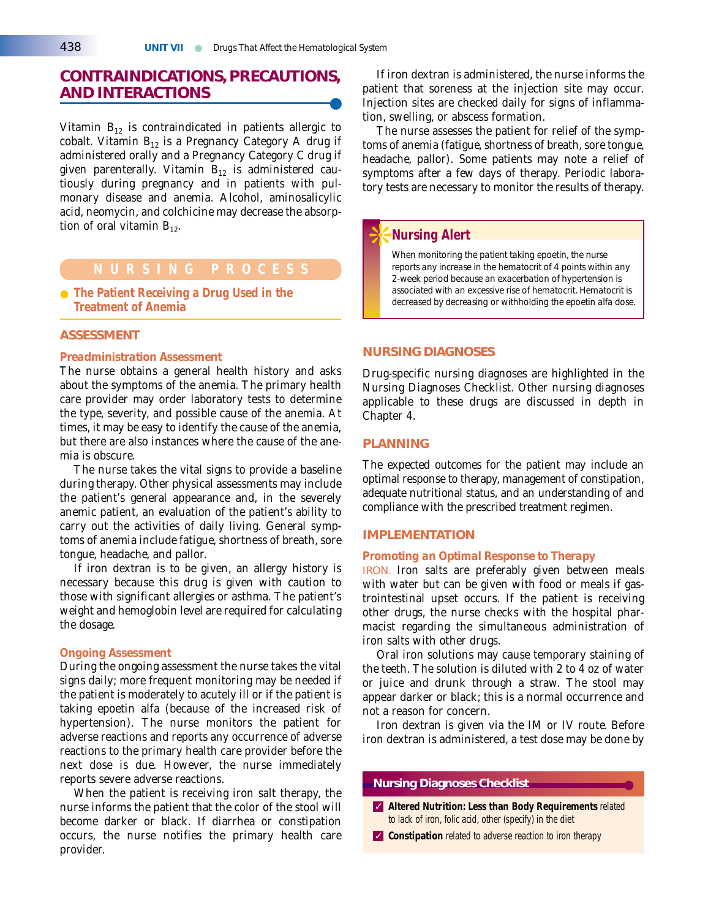## CONTRAINDICATIONS, PRECAUTIONS, AND INTERACTIONS

Vitamin $B_{12}$ is contraindicated in patients allergic to cobalt. Vitamin $B_{12}$ is a Pregnancy Category A drug if administered orally and a Pregnancy Category C drug if given parenterally. Vitamin $B_{12}$ is administered cautiously during pregnancy and in patients with pulmonary disease and anemia. Alcohol, aminosalicylic acid, neomycin, and colchicine may decrease the absorption of oral vitamin $B_{12}$.

# NURSING PROCESS

## The Patient Receiving a Drug Used in the Treatment of Anemia

### ASSESSMENT

#### Preadministration Assessment

The nurse obtains a general health history and asks about the symptoms of the anemia. The primary health care provider may order laboratory tests to determine the type, severity, and possible cause of the anemia. At times, it may be easy to identify the cause of the anemia, but there are also instances where the cause of the anemia is obscure.

The nurse takes the vital signs to provide a baseline during therapy. Other physical assessments may include the patient's general appearance and, in the severely anemic patient, an evaluation of the patient's ability to carry out the activities of daily living. General symptoms of anemia include fatigue, shortness of breath, sore tongue, headache, and pallor.

If iron dextran is to be given, an allergy history is necessary because this drug is given with caution to those with significant allergies or asthma. The patient's weight and hemoglobin level are required for calculating the dosage.

#### Ongoing Assessment

During the ongoing assessment the nurse takes the vital signs daily; more frequent monitoring may be needed if the patient is moderately to acutely ill or if the patient is taking epoetin alfa (because of the increased risk of hypertension). The nurse monitors the patient for adverse reactions and reports any occurrence of adverse reactions to the primary health care provider before the next dose is due. However, the nurse immediately reports severe adverse reactions.

When the patient is receiving iron salt therapy, the nurse informs the patient that the color of the stool will become darker or black. If diarrhea or constipation occurs, the nurse notifies the primary health care provider.

If iron dextran is administered, the nurse informs the patient that soreness at the injection site may occur. Injection sites are checked daily for signs of inflammation, swelling, or abscess formation.

The nurse assesses the patient for relief of the symptoms of anemia (fatigue, shortness of breath, sore tongue, headache, pallor). Some patients may note a relief of symptoms after a few days of therapy. Periodic laboratory tests are necessary to monitor the results of therapy.

> **Nursing Alert**
>
> When monitoring the patient taking epoetin, the nurse reports any increase in the hematocrit of 4 points within any 2-week period because an exacerbation of hypertension is associated with an excessive rise of hematocrit. Hematocrit is decreased by decreasing or withholding the epoetin alfa dose.

### NURSING DIAGNOSES

Drug-specific nursing diagnoses are highlighted in the Nursing Diagnoses Checklist. Other nursing diagnoses applicable to these drugs are discussed in depth in Chapter 4.

### PLANNING

The expected outcomes for the patient may include an optimal response to therapy, management of constipation, adequate nutritional status, and an understanding of and compliance with the prescribed treatment regimen.

### IMPLEMENTATION

#### Promoting an Optimal Response to Therapy

IRON. Iron salts are preferably given between meals with water but can be given with food or meals if gastrointestinal upset occurs. If the patient is receiving other drugs, the nurse checks with the hospital pharmacist regarding the simultaneous administration of iron salts with other drugs.

Oral iron solutions may cause temporary staining of the teeth. The solution is diluted with 2 to 4 oz of water or juice and drunk through a straw. The stool may appear darker or black; this is a normal occurrence and not a reason for concern.

Iron dextran is given via the IM or IV route. Before iron dextran is administered, a test dose may be done by

> **Nursing Diagnoses Checklist**
>
> ✓ **Altered Nutrition: Less than Body Requirements** related to lack of iron, folic acid, other (specify) in the diet
>
> ✓ **Constipation** related to adverse reaction to iron therapy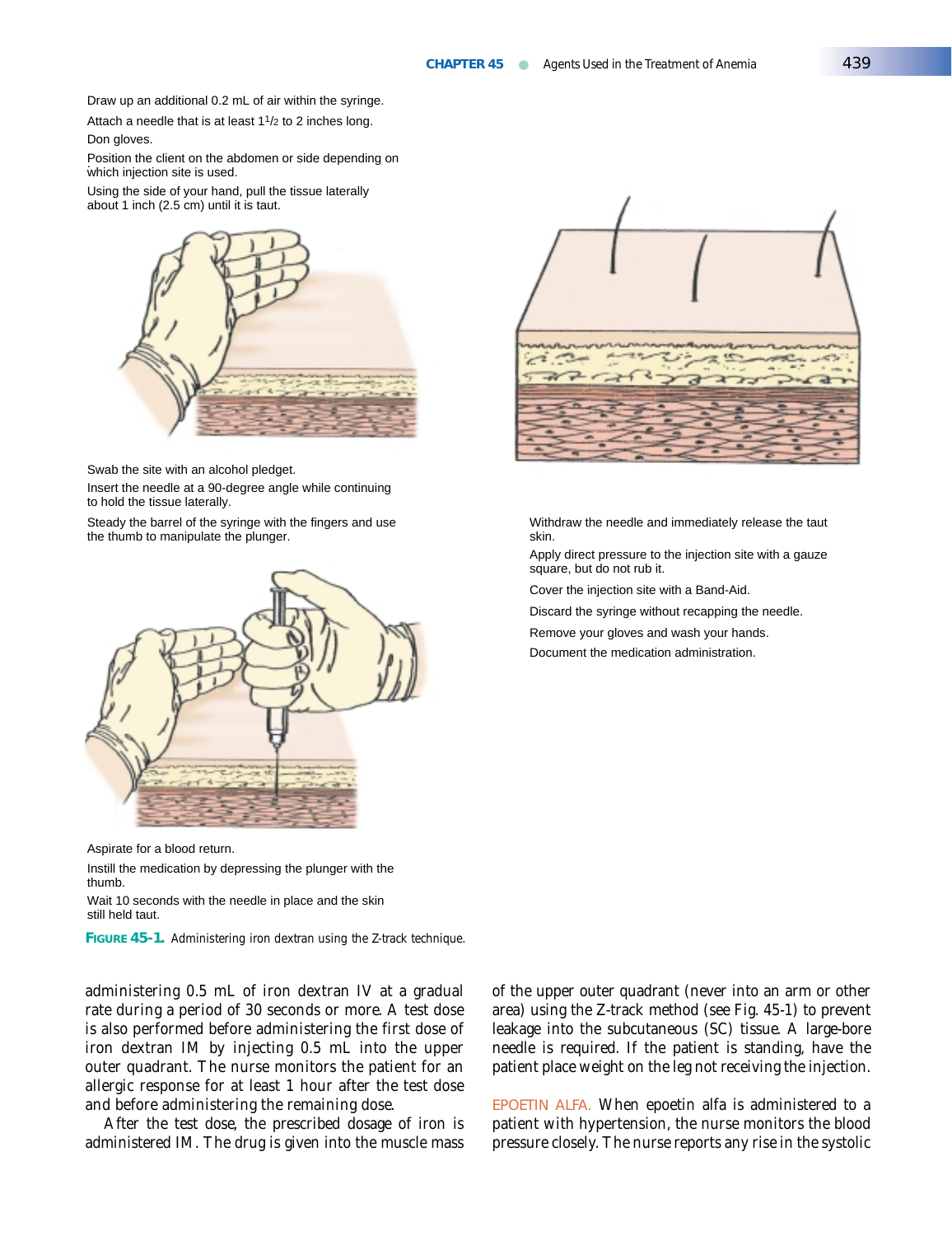Draw up an additional 0.2 mL of air within the syringe.

Attach a needle that is at least 1½ to 2 inches long.

Don gloves.

Position the client on the abdomen or side depending on which injection site is used.

Using the side of your hand, pull the tissue laterally about 1 inch (2.5 cm) until it is taut.

Swab the site with an alcohol pledget.

Insert the needle at a 90-degree angle while continuing to hold the tissue laterally.

Steady the barrel of the syringe with the fingers and use the thumb to manipulate the plunger.

Aspirate for a blood return.

Instill the medication by depressing the plunger with the thumb.

Wait 10 seconds with the needle in place and the skin still held taut.

Withdraw the needle and immediately release the taut skin.

Apply direct pressure to the injection site with a gauze square, but do not rub it.

Cover the injection site with a Band-Aid.

Discard the syringe without recapping the needle.

Remove your gloves and wash your hands.

Document the medication administration.

**FIGURE 45-1.** Administering iron dextran using the Z-track technique.

administering 0.5 mL of iron dextran IV at a gradual rate during a period of 30 seconds or more. A test dose is also performed before administering the first dose of iron dextran IM by injecting 0.5 mL into the upper outer quadrant. The nurse monitors the patient for an allergic response for at least 1 hour after the test dose and before administering the remaining dose.

After the test dose, the prescribed dosage of iron is administered IM. The drug is given into the muscle mass of the upper outer quadrant (never into an arm or other area) using the Z-track method (see Fig. 45-1) to prevent leakage into the subcutaneous (SC) tissue. A large-bore needle is required. If the patient is standing, have the patient place weight on the leg not receiving the injection.

EPOETIN ALFA. When epoetin alfa is administered to a patient with hypertension, the nurse monitors the blood pressure closely. The nurse reports any rise in the systolic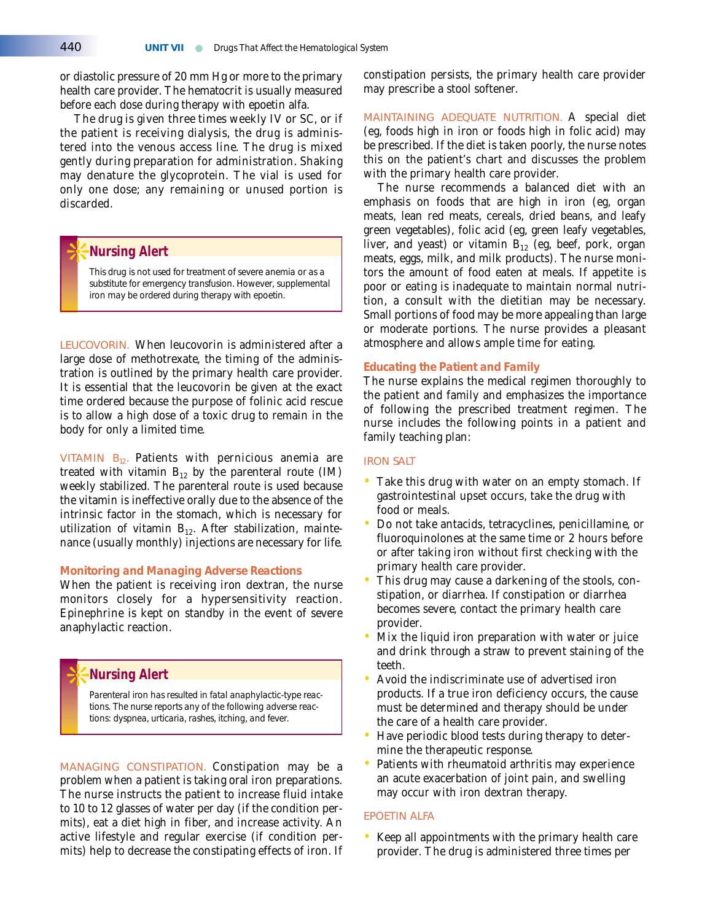or diastolic pressure of 20 mm Hg or more to the primary health care provider. The hematocrit is usually measured before each dose during therapy with epoetin alfa.

The drug is given three times weekly IV or SC, or if the patient is receiving dialysis, the drug is administered into the venous access line. The drug is mixed gently during preparation for administration. Shaking may denature the glycoprotein. The vial is used for only one dose; any remaining or unused portion is discarded.

> **Nursing Alert**
>
> This drug is not used for treatment of severe anemia or as a substitute for emergency transfusion. However, supplemental iron may be ordered during therapy with epoetin.

LEUCOVORIN. When leucovorin is administered after a large dose of methotrexate, the timing of the administration is outlined by the primary health care provider. It is essential that the leucovorin be given at the exact time ordered because the purpose of folinic acid rescue is to allow a high dose of a toxic drug to remain in the body for only a limited time.

VITAMIN $B_{12}$. Patients with pernicious anemia are treated with vitamin $B_{12}$ by the parenteral route (IM) weekly until stabilized. The parenteral route is used because the vitamin is ineffective orally due to the absence of the intrinsic factor in the stomach, which is necessary for utilization of vitamin $B_{12}$. After stabilization, maintenance (usually monthly) injections are necessary for life.

### Monitoring and Managing Adverse Reactions

When the patient is receiving iron dextran, the nurse monitors closely for a hypersensitivity reaction. Epinephrine is kept on standby in the event of severe anaphylactic reaction.

> **Nursing Alert**
>
> Parenteral iron has resulted in fatal anaphylactic-type reactions. The nurse reports any of the following adverse reactions: dyspnea, urticaria, rashes, itching, and fever.

MANAGING CONSTIPATION. Constipation may be a problem when a patient is taking oral iron preparations. The nurse instructs the patient to increase fluid intake to 10 to 12 glasses of water per day (if the condition permits), eat a diet high in fiber, and increase activity. An active lifestyle and regular exercise (if condition permits) help to decrease the constipating effects of iron. If constipation persists, the primary health care provider may prescribe a stool softener.

MAINTAINING ADEQUATE NUTRITION. A special diet (eg, foods high in iron or foods high in folic acid) may be prescribed. If the diet is taken poorly, the nurse notes this on the patient's chart and discusses the problem with the primary health care provider.

The nurse recommends a balanced diet with an emphasis on foods that are high in iron (eg, organ meats, lean red meats, cereals, dried beans, and leafy green vegetables), folic acid (eg, green leafy vegetables, liver, and yeast) or vitamin $B_{12}$ (eg, beef, pork, organ meats, eggs, milk, and milk products). The nurse monitors the amount of food eaten at meals. If appetite is poor or eating is inadequate to maintain normal nutrition, a consult with the dietitian may be necessary. Small portions of food may be more appealing than large or moderate portions. The nurse provides a pleasant atmosphere and allows ample time for eating.

### Educating the Patient and Family

The nurse explains the medical regimen thoroughly to the patient and family and emphasizes the importance of following the prescribed treatment regimen. The nurse includes the following points in a patient and family teaching plan:

IRON SALT

- Take this drug with water on an empty stomach. If gastrointestinal upset occurs, take the drug with food or meals.
- Do not take antacids, tetracyclines, penicillamine, or fluoroquinolones at the same time or 2 hours before or after taking iron without first checking with the primary health care provider.
- This drug may cause a darkening of the stools, constipation, or diarrhea. If constipation or diarrhea becomes severe, contact the primary health care provider.
- Mix the liquid iron preparation with water or juice and drink through a straw to prevent staining of the teeth.
- Avoid the indiscriminate use of advertised iron products. If a true iron deficiency occurs, the cause must be determined and therapy should be under the care of a health care provider.
- Have periodic blood tests during therapy to determine the therapeutic response.
- Patients with rheumatoid arthritis may experience an acute exacerbation of joint pain, and swelling may occur with iron dextran therapy.

EPOETIN ALFA

- Keep all appointments with the primary health care provider. The drug is administered three times per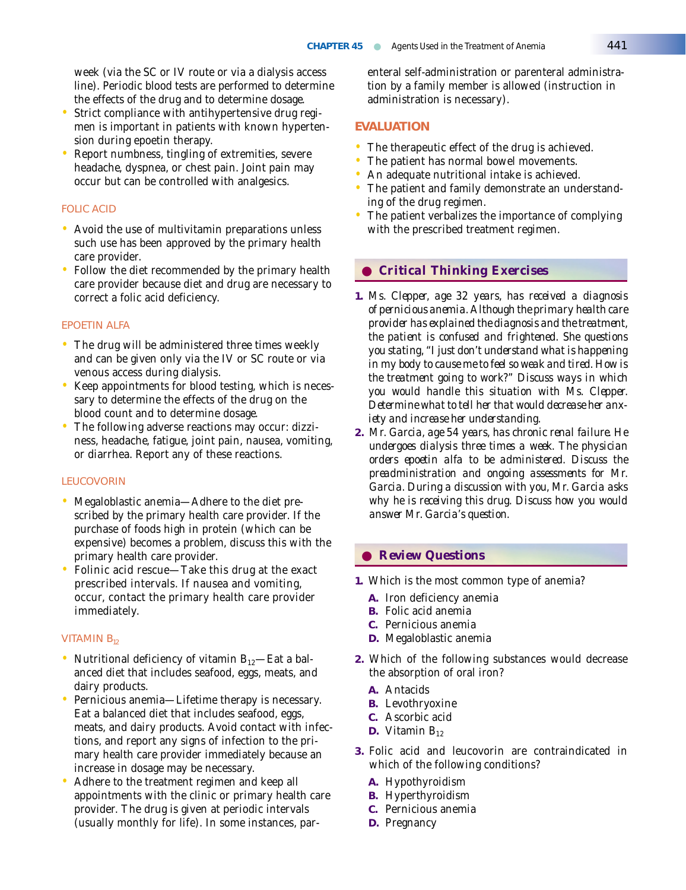week (via the SC or IV route or via a dialysis access line). Periodic blood tests are performed to determine the effects of the drug and to determine dosage.

- Strict compliance with antihypertensive drug regimen is important in patients with known hypertension during epoetin therapy.
- Report numbness, tingling of extremities, severe headache, dyspnea, or chest pain. Joint pain may occur but can be controlled with analgesics.

### FOLIC ACID

- Avoid the use of multivitamin preparations unless such use has been approved by the primary health care provider.
- Follow the diet recommended by the primary health care provider because diet and drug are necessary to correct a folic acid deficiency.

### EPOETIN ALFA

- The drug will be administered three times weekly and can be given only via the IV or SC route or via venous access during dialysis.
- Keep appointments for blood testing, which is necessary to determine the effects of the drug on the blood count and to determine dosage.
- The following adverse reactions may occur: dizziness, headache, fatigue, joint pain, nausea, vomiting, or diarrhea. Report any of these reactions.

### LEUCOVORIN

- Megaloblastic anemia—Adhere to the diet prescribed by the primary health care provider. If the purchase of foods high in protein (which can be expensive) becomes a problem, discuss this with the primary health care provider.
- Folinic acid rescue—Take this drug at the exact prescribed intervals. If nausea and vomiting, occur, contact the primary health care provider immediately.

### VITAMIN $B_{12}$

- Nutritional deficiency of vitamin $B_{12}$—Eat a balanced diet that includes seafood, eggs, meats, and dairy products.
- Pernicious anemia—Lifetime therapy is necessary. Eat a balanced diet that includes seafood, eggs, meats, and dairy products. Avoid contact with infections, and report any signs of infection to the primary health care provider immediately because an increase in dosage may be necessary.
- Adhere to the treatment regimen and keep all appointments with the clinic or primary health care provider. The drug is given at periodic intervals (usually monthly for life). In some instances, parenteral self-administration or parenteral administration by a family member is allowed (instruction in administration is necessary).

## EVALUATION

- The therapeutic effect of the drug is achieved.
- The patient has normal bowel movements.
- An adequate nutritional intake is achieved.
- The patient and family demonstrate an understanding of the drug regimen.
- The patient verbalizes the importance of complying with the prescribed treatment regimen.

## Critical Thinking Exercises

1. *Ms. Clepper, age 32 years, has received a diagnosis of pernicious anemia. Although the primary health care provider has explained the diagnosis and the treatment, the patient is confused and frightened. She questions you stating, "I just don't understand what is happening in my body to cause me to feel so weak and tired. How is the treatment going to work?" Discuss ways in which you would handle this situation with Ms. Clepper. Determine what to tell her that would decrease her anxiety and increase her understanding.*
2. *Mr. Garcia, age 54 years, has chronic renal failure. He undergoes dialysis three times a week. The physician orders epoetin alfa to be administered. Discuss the preadministration and ongoing assessments for Mr. Garcia. During a discussion with you, Mr. Garcia asks why he is receiving this drug. Discuss how you would answer Mr. Garcia's question.*

## Review Questions

1. Which is the most common type of anemia?
   - **A.** Iron deficiency anemia
   - **B.** Folic acid anemia
   - **C.** Pernicious anemia
   - **D.** Megaloblastic anemia
2. Which of the following substances would decrease the absorption of oral iron?
   - **A.** Antacids
   - **B.** Levothryoxine
   - **C.** Ascorbic acid
   - **D.** Vitamin $B_{12}$
3. Folic acid and leucovorin are contraindicated in which of the following conditions?
   - **A.** Hypothyroidism
   - **B.** Hyperthyroidism
   - **C.** Pernicious anemia
   - **D.** Pregnancy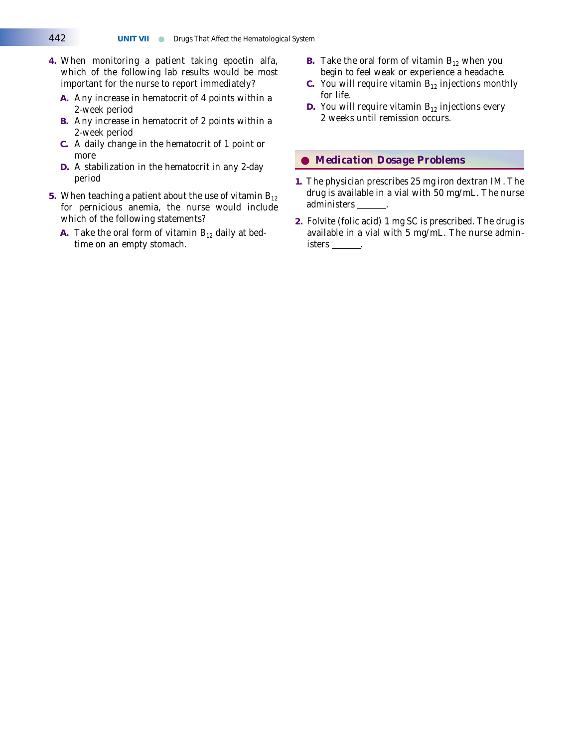4. When monitoring a patient taking epoetin alfa, which of the following lab results would be most important for the nurse to report immediately?
   - **A.** Any increase in hematocrit of 4 points within a 2-week period
   - **B.** Any increase in hematocrit of 2 points within a 2-week period
   - **C.** A daily change in the hematocrit of 1 point or more
   - **D.** A stabilization in the hematocrit in any 2-day period

5. When teaching a patient about the use of vitamin $B_{12}$ for pernicious anemia, the nurse would include which of the following statements?
   - **A.** Take the oral form of vitamin $B_{12}$ daily at bedtime on an empty stomach.
   - **B.** Take the oral form of vitamin $B_{12}$ when you begin to feel weak or experience a headache.
   - **C.** You will require vitamin $B_{12}$ injections monthly for life.
   - **D.** You will require vitamin $B_{12}$ injections every 2 weeks until remission occurs.

## Medication Dosage Problems

1. The physician prescribes 25 mg iron dextran IM. The drug is available in a vial with 50 mg/mL. The nurse administers ______.
2. Folvite (folic acid) 1 mg SC is prescribed. The drug is available in a vial with 5 mg/mL. The nurse administers ______.